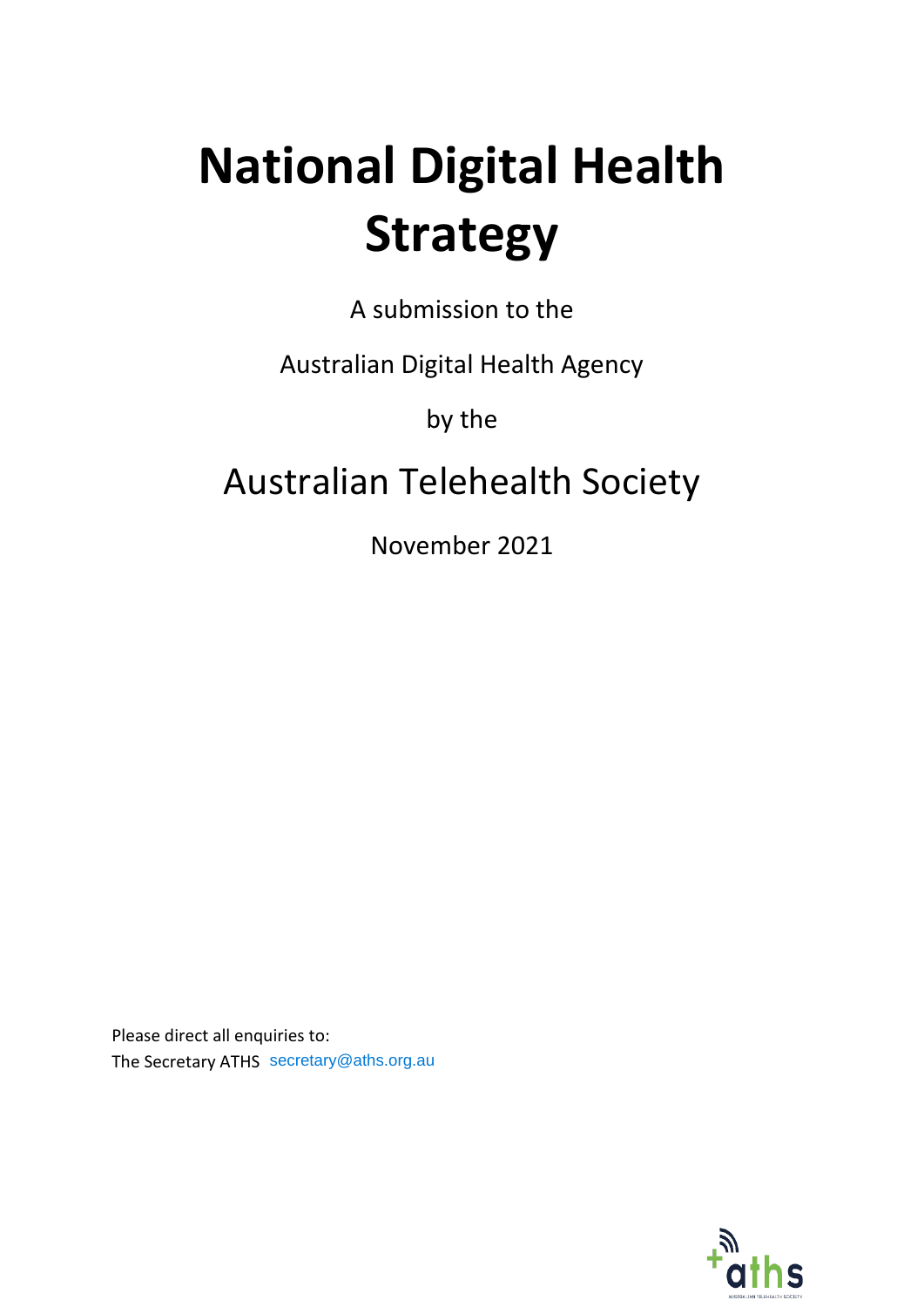# National Digital Health Strategy

A submission to the

Australian Digital Health Agency

by the

## Australian Telehealth Society

November 2021

Please direct all enquiries to:
The Secretary ATHS secretary@aths.org.au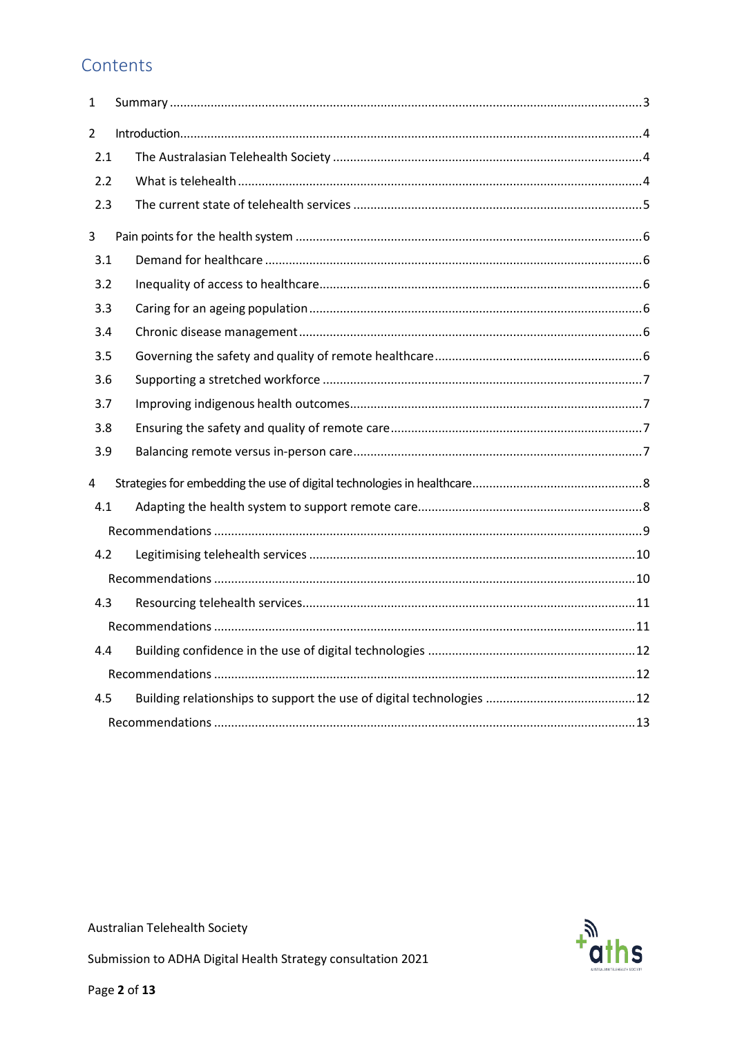# Contents

1 Summary ... 3

2 Introduction ... 4

- 2.1 The Australasian Telehealth Society ... 4
- 2.2 What is telehealth ... 4
- 2.3 The current state of telehealth services ... 5

3 Pain points for the health system ... 6

- 3.1 Demand for healthcare ... 6
- 3.2 Inequality of access to healthcare ... 6
- 3.3 Caring for an ageing population ... 6
- 3.4 Chronic disease management ... 6
- 3.5 Governing the safety and quality of remote healthcare ... 6
- 3.6 Supporting a stretched workforce ... 7
- 3.7 Improving indigenous health outcomes ... 7
- 3.8 Ensuring the safety and quality of remote care ... 7
- 3.9 Balancing remote versus in-person care ... 7

4 Strategies for embedding the use of digital technologies in healthcare ... 8

- 4.1 Adapting the health system to support remote care ... 8
  - Recommendations ... 9
- 4.2 Legitimising telehealth services ... 10
  - Recommendations ... 10
- 4.3 Resourcing telehealth services ... 11
  - Recommendations ... 11
- 4.4 Building confidence in the use of digital technologies ... 12
  - Recommendations ... 12
- 4.5 Building relationships to support the use of digital technologies ... 12
  - Recommendations ... 13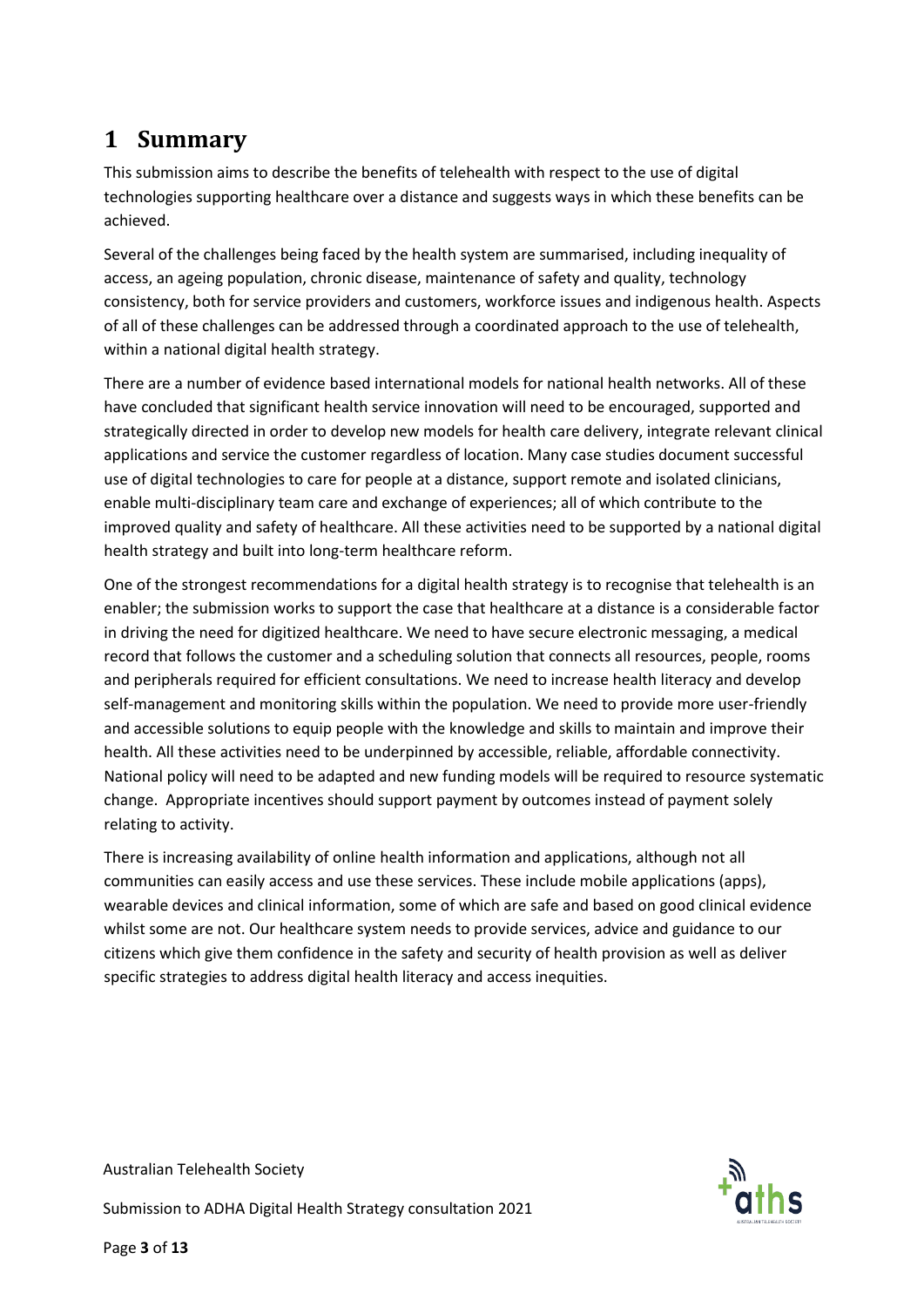# 1 Summary

This submission aims to describe the benefits of telehealth with respect to the use of digital technologies supporting healthcare over a distance and suggests ways in which these benefits can be achieved.

Several of the challenges being faced by the health system are summarised, including inequality of access, an ageing population, chronic disease, maintenance of safety and quality, technology consistency, both for service providers and customers, workforce issues and indigenous health. Aspects of all of these challenges can be addressed through a coordinated approach to the use of telehealth, within a national digital health strategy.

There are a number of evidence based international models for national health networks. All of these have concluded that significant health service innovation will need to be encouraged, supported and strategically directed in order to develop new models for health care delivery, integrate relevant clinical applications and service the customer regardless of location. Many case studies document successful use of digital technologies to care for people at a distance, support remote and isolated clinicians, enable multi-disciplinary team care and exchange of experiences; all of which contribute to the improved quality and safety of healthcare. All these activities need to be supported by a national digital health strategy and built into long-term healthcare reform.

One of the strongest recommendations for a digital health strategy is to recognise that telehealth is an enabler; the submission works to support the case that healthcare at a distance is a considerable factor in driving the need for digitized healthcare. We need to have secure electronic messaging, a medical record that follows the customer and a scheduling solution that connects all resources, people, rooms and peripherals required for efficient consultations. We need to increase health literacy and develop self-management and monitoring skills within the population. We need to provide more user-friendly and accessible solutions to equip people with the knowledge and skills to maintain and improve their health. All these activities need to be underpinned by accessible, reliable, affordable connectivity. National policy will need to be adapted and new funding models will be required to resource systematic change. Appropriate incentives should support payment by outcomes instead of payment solely relating to activity.

There is increasing availability of online health information and applications, although not all communities can easily access and use these services. These include mobile applications (apps), wearable devices and clinical information, some of which are safe and based on good clinical evidence whilst some are not. Our healthcare system needs to provide services, advice and guidance to our citizens which give them confidence in the safety and security of health provision as well as deliver specific strategies to address digital health literacy and access inequities.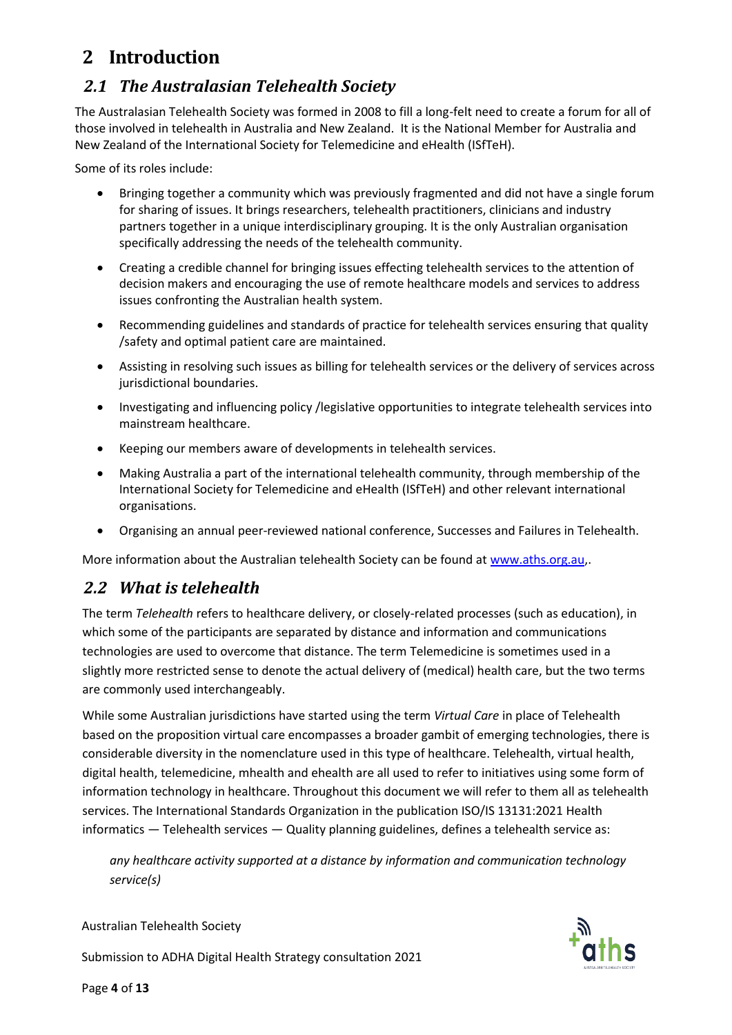# 2 Introduction

## *2.1 The Australasian Telehealth Society*

The Australasian Telehealth Society was formed in 2008 to fill a long-felt need to create a forum for all of those involved in telehealth in Australia and New Zealand. It is the National Member for Australia and New Zealand of the International Society for Telemedicine and eHealth (ISfTeH).

Some of its roles include:

- Bringing together a community which was previously fragmented and did not have a single forum for sharing of issues. It brings researchers, telehealth practitioners, clinicians and industry partners together in a unique interdisciplinary grouping. It is the only Australian organisation specifically addressing the needs of the telehealth community.
- Creating a credible channel for bringing issues effecting telehealth services to the attention of decision makers and encouraging the use of remote healthcare models and services to address issues confronting the Australian health system.
- Recommending guidelines and standards of practice for telehealth services ensuring that quality /safety and optimal patient care are maintained.
- Assisting in resolving such issues as billing for telehealth services or the delivery of services across jurisdictional boundaries.
- Investigating and influencing policy /legislative opportunities to integrate telehealth services into mainstream healthcare.
- Keeping our members aware of developments in telehealth services.
- Making Australia a part of the international telehealth community, through membership of the International Society for Telemedicine and eHealth (ISfTeH) and other relevant international organisations.
- Organising an annual peer-reviewed national conference, Successes and Failures in Telehealth.

More information about the Australian telehealth Society can be found at www.aths.org.au,.

## *2.2 What is telehealth*

The term *Telehealth* refers to healthcare delivery, or closely-related processes (such as education), in which some of the participants are separated by distance and information and communications technologies are used to overcome that distance. The term Telemedicine is sometimes used in a slightly more restricted sense to denote the actual delivery of (medical) health care, but the two terms are commonly used interchangeably.

While some Australian jurisdictions have started using the term *Virtual Care* in place of Telehealth based on the proposition virtual care encompasses a broader gambit of emerging technologies, there is considerable diversity in the nomenclature used in this type of healthcare. Telehealth, virtual health, digital health, telemedicine, mhealth and ehealth are all used to refer to initiatives using some form of information technology in healthcare. Throughout this document we will refer to them all as telehealth services. The International Standards Organization in the publication ISO/IS 13131:2021 Health informatics — Telehealth services — Quality planning guidelines, defines a telehealth service as:

> *any healthcare activity supported at a distance by information and communication technology service(s)*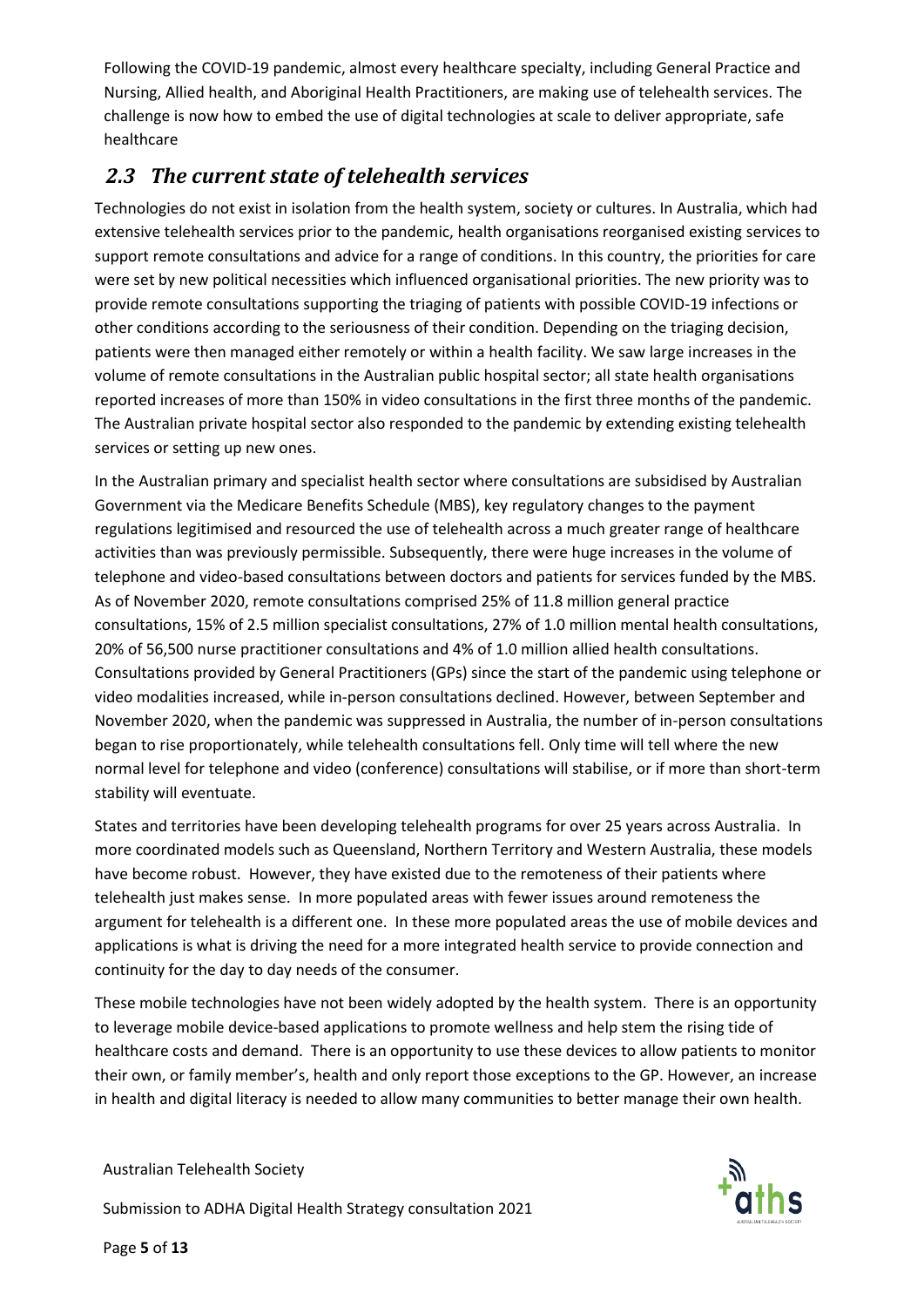Following the COVID-19 pandemic, almost every healthcare specialty, including General Practice and Nursing, Allied health, and Aboriginal Health Practitioners, are making use of telehealth services. The challenge is now how to embed the use of digital technologies at scale to deliver appropriate, safe healthcare

## *2.3 The current state of telehealth services*

Technologies do not exist in isolation from the health system, society or cultures. In Australia, which had extensive telehealth services prior to the pandemic, health organisations reorganised existing services to support remote consultations and advice for a range of conditions. In this country, the priorities for care were set by new political necessities which influenced organisational priorities. The new priority was to provide remote consultations supporting the triaging of patients with possible COVID-19 infections or other conditions according to the seriousness of their condition. Depending on the triaging decision, patients were then managed either remotely or within a health facility. We saw large increases in the volume of remote consultations in the Australian public hospital sector; all state health organisations reported increases of more than 150% in video consultations in the first three months of the pandemic. The Australian private hospital sector also responded to the pandemic by extending existing telehealth services or setting up new ones.

In the Australian primary and specialist health sector where consultations are subsidised by Australian Government via the Medicare Benefits Schedule (MBS), key regulatory changes to the payment regulations legitimised and resourced the use of telehealth across a much greater range of healthcare activities than was previously permissible. Subsequently, there were huge increases in the volume of telephone and video-based consultations between doctors and patients for services funded by the MBS. As of November 2020, remote consultations comprised 25% of 11.8 million general practice consultations, 15% of 2.5 million specialist consultations, 27% of 1.0 million mental health consultations, 20% of 56,500 nurse practitioner consultations and 4% of 1.0 million allied health consultations. Consultations provided by General Practitioners (GPs) since the start of the pandemic using telephone or video modalities increased, while in-person consultations declined. However, between September and November 2020, when the pandemic was suppressed in Australia, the number of in-person consultations began to rise proportionately, while telehealth consultations fell. Only time will tell where the new normal level for telephone and video (conference) consultations will stabilise, or if more than short-term stability will eventuate.

States and territories have been developing telehealth programs for over 25 years across Australia. In more coordinated models such as Queensland, Northern Territory and Western Australia, these models have become robust. However, they have existed due to the remoteness of their patients where telehealth just makes sense. In more populated areas with fewer issues around remoteness the argument for telehealth is a different one. In these more populated areas the use of mobile devices and applications is what is driving the need for a more integrated health service to provide connection and continuity for the day to day needs of the consumer.

These mobile technologies have not been widely adopted by the health system. There is an opportunity to leverage mobile device-based applications to promote wellness and help stem the rising tide of healthcare costs and demand. There is an opportunity to use these devices to allow patients to monitor their own, or family member's, health and only report those exceptions to the GP. However, an increase in health and digital literacy is needed to allow many communities to better manage their own health.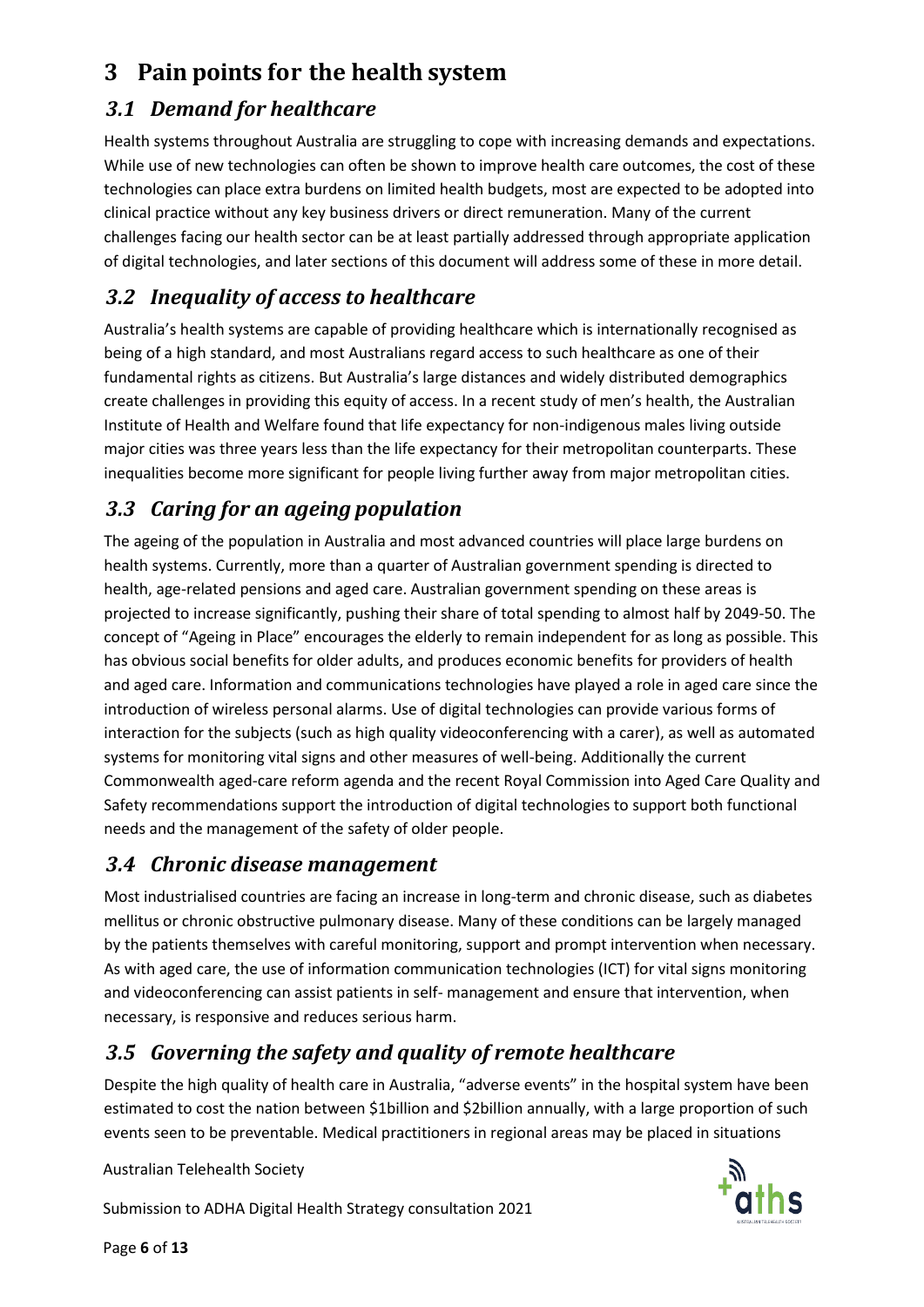# 3 Pain points for the health system

## 3.1 Demand for healthcare

Health systems throughout Australia are struggling to cope with increasing demands and expectations. While use of new technologies can often be shown to improve health care outcomes, the cost of these technologies can place extra burdens on limited health budgets, most are expected to be adopted into clinical practice without any key business drivers or direct remuneration. Many of the current challenges facing our health sector can be at least partially addressed through appropriate application of digital technologies, and later sections of this document will address some of these in more detail.

## 3.2 Inequality of access to healthcare

Australia's health systems are capable of providing healthcare which is internationally recognised as being of a high standard, and most Australians regard access to such healthcare as one of their fundamental rights as citizens. But Australia's large distances and widely distributed demographics create challenges in providing this equity of access. In a recent study of men's health, the Australian Institute of Health and Welfare found that life expectancy for non-indigenous males living outside major cities was three years less than the life expectancy for their metropolitan counterparts. These inequalities become more significant for people living further away from major metropolitan cities.

## 3.3 Caring for an ageing population

The ageing of the population in Australia and most advanced countries will place large burdens on health systems. Currently, more than a quarter of Australian government spending is directed to health, age-related pensions and aged care. Australian government spending on these areas is projected to increase significantly, pushing their share of total spending to almost half by 2049-50. The concept of "Ageing in Place" encourages the elderly to remain independent for as long as possible. This has obvious social benefits for older adults, and produces economic benefits for providers of health and aged care. Information and communications technologies have played a role in aged care since the introduction of wireless personal alarms. Use of digital technologies can provide various forms of interaction for the subjects (such as high quality videoconferencing with a carer), as well as automated systems for monitoring vital signs and other measures of well-being. Additionally the current Commonwealth aged-care reform agenda and the recent Royal Commission into Aged Care Quality and Safety recommendations support the introduction of digital technologies to support both functional needs and the management of the safety of older people.

## 3.4 Chronic disease management

Most industrialised countries are facing an increase in long-term and chronic disease, such as diabetes mellitus or chronic obstructive pulmonary disease. Many of these conditions can be largely managed by the patients themselves with careful monitoring, support and prompt intervention when necessary. As with aged care, the use of information communication technologies (ICT) for vital signs monitoring and videoconferencing can assist patients in self- management and ensure that intervention, when necessary, is responsive and reduces serious harm.

## 3.5 Governing the safety and quality of remote healthcare

Despite the high quality of health care in Australia, "adverse events" in the hospital system have been estimated to cost the nation between $1billion and $2billion annually, with a large proportion of such events seen to be preventable. Medical practitioners in regional areas may be placed in situations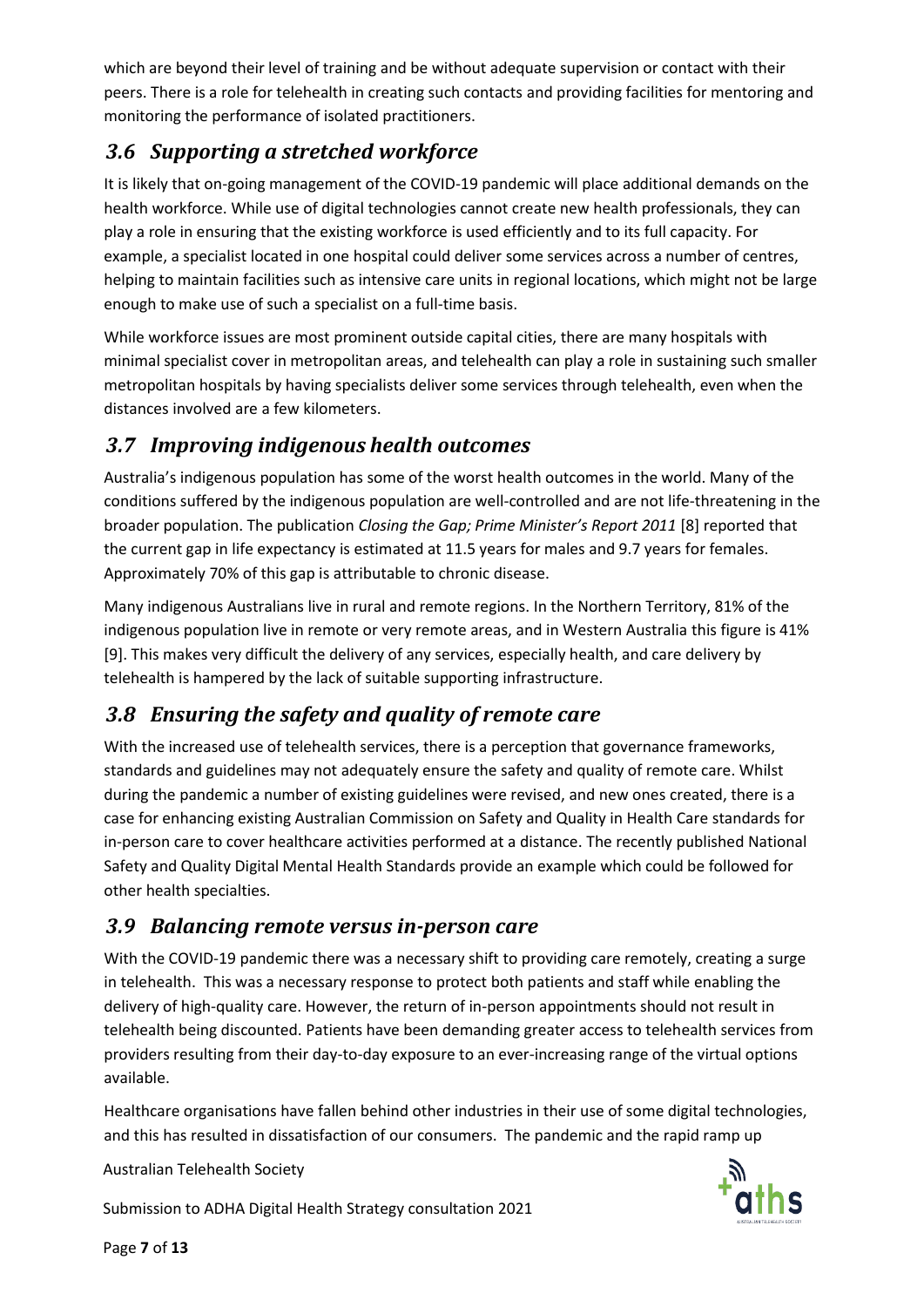which are beyond their level of training and be without adequate supervision or contact with their peers. There is a role for telehealth in creating such contacts and providing facilities for mentoring and monitoring the performance of isolated practitioners.

## *3.6 Supporting a stretched workforce*

It is likely that on-going management of the COVID-19 pandemic will place additional demands on the health workforce. While use of digital technologies cannot create new health professionals, they can play a role in ensuring that the existing workforce is used efficiently and to its full capacity. For example, a specialist located in one hospital could deliver some services across a number of centres, helping to maintain facilities such as intensive care units in regional locations, which might not be large enough to make use of such a specialist on a full-time basis.

While workforce issues are most prominent outside capital cities, there are many hospitals with minimal specialist cover in metropolitan areas, and telehealth can play a role in sustaining such smaller metropolitan hospitals by having specialists deliver some services through telehealth, even when the distances involved are a few kilometers.

## *3.7 Improving indigenous health outcomes*

Australia's indigenous population has some of the worst health outcomes in the world. Many of the conditions suffered by the indigenous population are well-controlled and are not life-threatening in the broader population. The publication *Closing the Gap; Prime Minister's Report 2011* [8] reported that the current gap in life expectancy is estimated at 11.5 years for males and 9.7 years for females. Approximately 70% of this gap is attributable to chronic disease.

Many indigenous Australians live in rural and remote regions. In the Northern Territory, 81% of the indigenous population live in remote or very remote areas, and in Western Australia this figure is 41% [9]. This makes very difficult the delivery of any services, especially health, and care delivery by telehealth is hampered by the lack of suitable supporting infrastructure.

## *3.8 Ensuring the safety and quality of remote care*

With the increased use of telehealth services, there is a perception that governance frameworks, standards and guidelines may not adequately ensure the safety and quality of remote care. Whilst during the pandemic a number of existing guidelines were revised, and new ones created, there is a case for enhancing existing Australian Commission on Safety and Quality in Health Care standards for in-person care to cover healthcare activities performed at a distance. The recently published National Safety and Quality Digital Mental Health Standards provide an example which could be followed for other health specialties.

## *3.9 Balancing remote versus in-person care*

With the COVID-19 pandemic there was a necessary shift to providing care remotely, creating a surge in telehealth. This was a necessary response to protect both patients and staff while enabling the delivery of high-quality care. However, the return of in-person appointments should not result in telehealth being discounted. Patients have been demanding greater access to telehealth services from providers resulting from their day-to-day exposure to an ever-increasing range of the virtual options available.

Healthcare organisations have fallen behind other industries in their use of some digital technologies, and this has resulted in dissatisfaction of our consumers. The pandemic and the rapid ramp up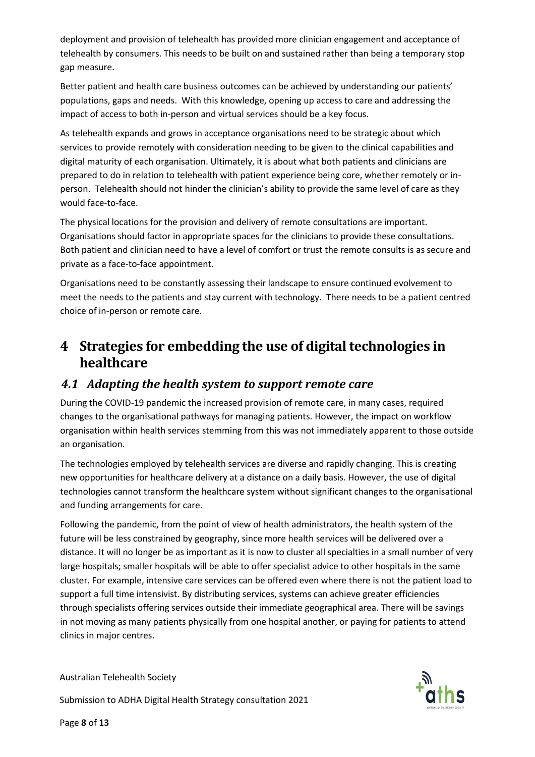deployment and provision of telehealth has provided more clinician engagement and acceptance of telehealth by consumers. This needs to be built on and sustained rather than being a temporary stop gap measure.

Better patient and health care business outcomes can be achieved by understanding our patients' populations, gaps and needs. With this knowledge, opening up access to care and addressing the impact of access to both in-person and virtual services should be a key focus.

As telehealth expands and grows in acceptance organisations need to be strategic about which services to provide remotely with consideration needing to be given to the clinical capabilities and digital maturity of each organisation. Ultimately, it is about what both patients and clinicians are prepared to do in relation to telehealth with patient experience being core, whether remotely or in-person. Telehealth should not hinder the clinician's ability to provide the same level of care as they would face-to-face.

The physical locations for the provision and delivery of remote consultations are important. Organisations should factor in appropriate spaces for the clinicians to provide these consultations. Both patient and clinician need to have a level of comfort or trust the remote consults is as secure and private as a face-to-face appointment.

Organisations need to be constantly assessing their landscape to ensure continued evolvement to meet the needs to the patients and stay current with technology. There needs to be a patient centred choice of in-person or remote care.

# 4 Strategies for embedding the use of digital technologies in healthcare

## *4.1 Adapting the health system to support remote care*

During the COVID-19 pandemic the increased provision of remote care, in many cases, required changes to the organisational pathways for managing patients. However, the impact on workflow organisation within health services stemming from this was not immediately apparent to those outside an organisation.

The technologies employed by telehealth services are diverse and rapidly changing. This is creating new opportunities for healthcare delivery at a distance on a daily basis. However, the use of digital technologies cannot transform the healthcare system without significant changes to the organisational and funding arrangements for care.

Following the pandemic, from the point of view of health administrators, the health system of the future will be less constrained by geography, since more health services will be delivered over a distance. It will no longer be as important as it is now to cluster all specialties in a small number of very large hospitals; smaller hospitals will be able to offer specialist advice to other hospitals in the same cluster. For example, intensive care services can be offered even where there is not the patient load to support a full time intensivist. By distributing services, systems can achieve greater efficiencies through specialists offering services outside their immediate geographical area. There will be savings in not moving as many patients physically from one hospital another, or paying for patients to attend clinics in major centres.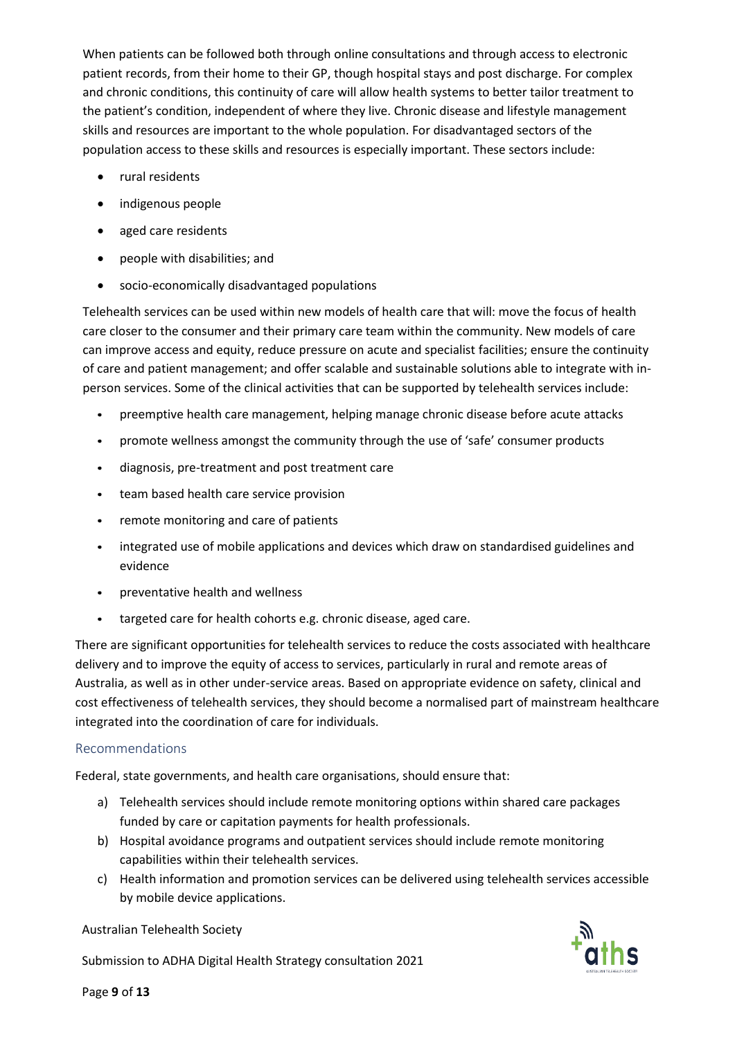When patients can be followed both through online consultations and through access to electronic patient records, from their home to their GP, though hospital stays and post discharge. For complex and chronic conditions, this continuity of care will allow health systems to better tailor treatment to the patient's condition, independent of where they live. Chronic disease and lifestyle management skills and resources are important to the whole population. For disadvantaged sectors of the population access to these skills and resources is especially important. These sectors include:

- rural residents
- indigenous people
- aged care residents
- people with disabilities; and
- socio-economically disadvantaged populations

Telehealth services can be used within new models of health care that will: move the focus of health care closer to the consumer and their primary care team within the community. New models of care can improve access and equity, reduce pressure on acute and specialist facilities; ensure the continuity of care and patient management; and offer scalable and sustainable solutions able to integrate with in-person services. Some of the clinical activities that can be supported by telehealth services include:

- preemptive health care management, helping manage chronic disease before acute attacks
- promote wellness amongst the community through the use of 'safe' consumer products
- diagnosis, pre-treatment and post treatment care
- team based health care service provision
- remote monitoring and care of patients
- integrated use of mobile applications and devices which draw on standardised guidelines and evidence
- preventative health and wellness
- targeted care for health cohorts e.g. chronic disease, aged care.

There are significant opportunities for telehealth services to reduce the costs associated with healthcare delivery and to improve the equity of access to services, particularly in rural and remote areas of Australia, as well as in other under-service areas. Based on appropriate evidence on safety, clinical and cost effectiveness of telehealth services, they should become a normalised part of mainstream healthcare integrated into the coordination of care for individuals.

### Recommendations

Federal, state governments, and health care organisations, should ensure that:

a) Telehealth services should include remote monitoring options within shared care packages funded by care or capitation payments for health professionals.
b) Hospital avoidance programs and outpatient services should include remote monitoring capabilities within their telehealth services.
c) Health information and promotion services can be delivered using telehealth services accessible by mobile device applications.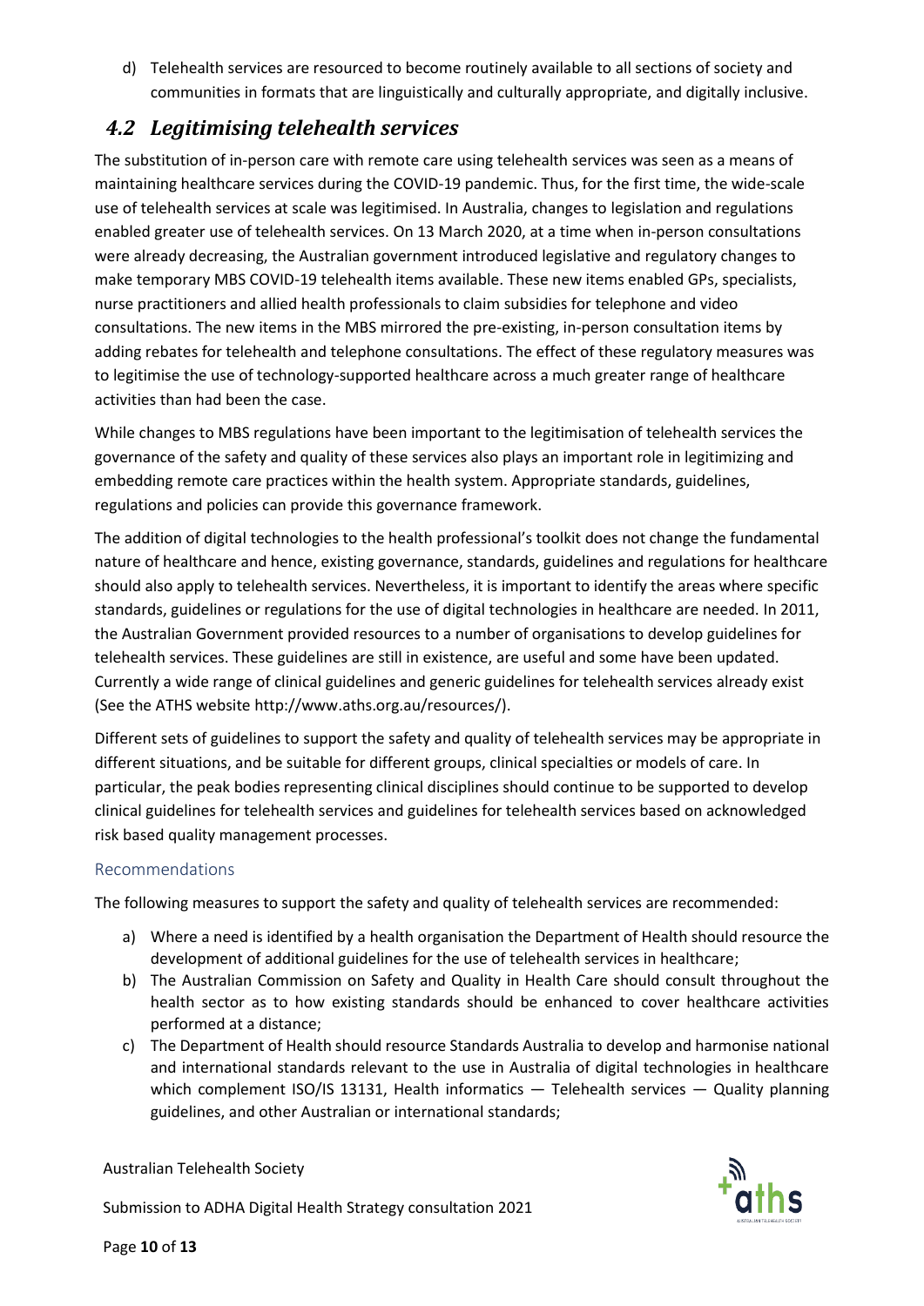d) Telehealth services are resourced to become routinely available to all sections of society and communities in formats that are linguistically and culturally appropriate, and digitally inclusive.

## *4.2 Legitimising telehealth services*

The substitution of in-person care with remote care using telehealth services was seen as a means of maintaining healthcare services during the COVID-19 pandemic. Thus, for the first time, the wide-scale use of telehealth services at scale was legitimised. In Australia, changes to legislation and regulations enabled greater use of telehealth services. On 13 March 2020, at a time when in-person consultations were already decreasing, the Australian government introduced legislative and regulatory changes to make temporary MBS COVID-19 telehealth items available. These new items enabled GPs, specialists, nurse practitioners and allied health professionals to claim subsidies for telephone and video consultations. The new items in the MBS mirrored the pre-existing, in-person consultation items by adding rebates for telehealth and telephone consultations. The effect of these regulatory measures was to legitimise the use of technology-supported healthcare across a much greater range of healthcare activities than had been the case.

While changes to MBS regulations have been important to the legitimisation of telehealth services the governance of the safety and quality of these services also plays an important role in legitimizing and embedding remote care practices within the health system. Appropriate standards, guidelines, regulations and policies can provide this governance framework.

The addition of digital technologies to the health professional's toolkit does not change the fundamental nature of healthcare and hence, existing governance, standards, guidelines and regulations for healthcare should also apply to telehealth services. Nevertheless, it is important to identify the areas where specific standards, guidelines or regulations for the use of digital technologies in healthcare are needed. In 2011, the Australian Government provided resources to a number of organisations to develop guidelines for telehealth services. These guidelines are still in existence, are useful and some have been updated. Currently a wide range of clinical guidelines and generic guidelines for telehealth services already exist (See the ATHS website http://www.aths.org.au/resources/).

Different sets of guidelines to support the safety and quality of telehealth services may be appropriate in different situations, and be suitable for different groups, clinical specialties or models of care. In particular, the peak bodies representing clinical disciplines should continue to be supported to develop clinical guidelines for telehealth services and guidelines for telehealth services based on acknowledged risk based quality management processes.

### Recommendations

The following measures to support the safety and quality of telehealth services are recommended:

a) Where a need is identified by a health organisation the Department of Health should resource the development of additional guidelines for the use of telehealth services in healthcare;
b) The Australian Commission on Safety and Quality in Health Care should consult throughout the health sector as to how existing standards should be enhanced to cover healthcare activities performed at a distance;
c) The Department of Health should resource Standards Australia to develop and harmonise national and international standards relevant to the use in Australia of digital technologies in healthcare which complement ISO/IS 13131, Health informatics — Telehealth services — Quality planning guidelines, and other Australian or international standards;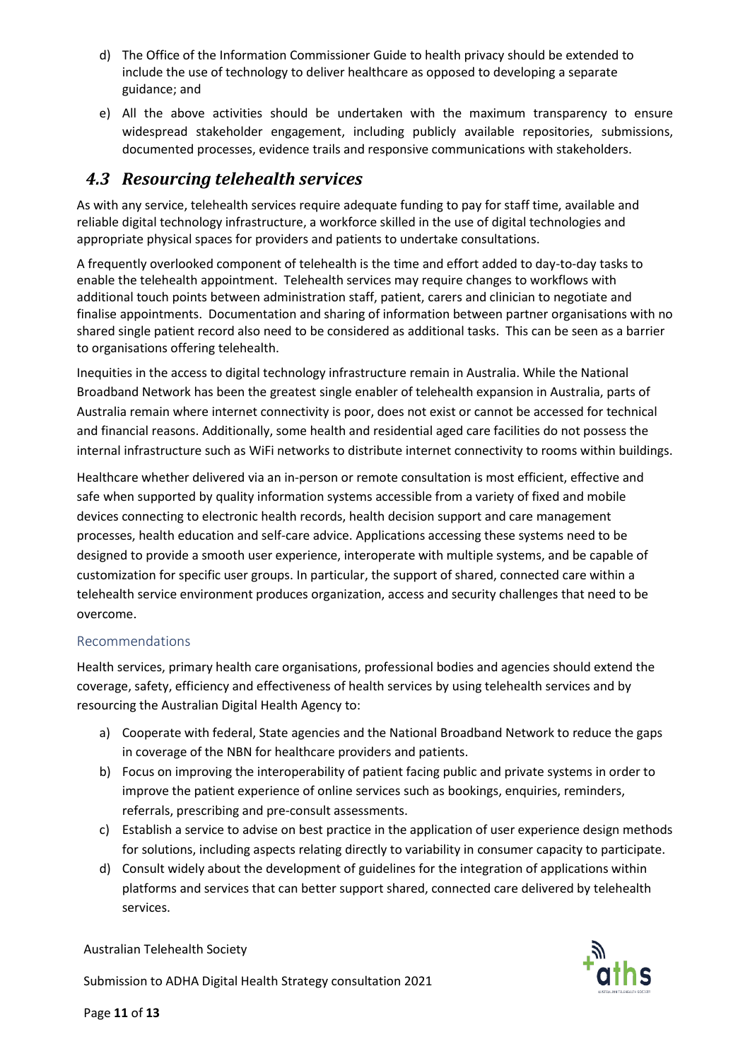d) The Office of the Information Commissioner Guide to health privacy should be extended to include the use of technology to deliver healthcare as opposed to developing a separate guidance; and

e) All the above activities should be undertaken with the maximum transparency to ensure widespread stakeholder engagement, including publicly available repositories, submissions, documented processes, evidence trails and responsive communications with stakeholders.

## *4.3 Resourcing telehealth services*

As with any service, telehealth services require adequate funding to pay for staff time, available and reliable digital technology infrastructure, a workforce skilled in the use of digital technologies and appropriate physical spaces for providers and patients to undertake consultations.

A frequently overlooked component of telehealth is the time and effort added to day-to-day tasks to enable the telehealth appointment. Telehealth services may require changes to workflows with additional touch points between administration staff, patient, carers and clinician to negotiate and finalise appointments. Documentation and sharing of information between partner organisations with no shared single patient record also need to be considered as additional tasks. This can be seen as a barrier to organisations offering telehealth.

Inequities in the access to digital technology infrastructure remain in Australia. While the National Broadband Network has been the greatest single enabler of telehealth expansion in Australia, parts of Australia remain where internet connectivity is poor, does not exist or cannot be accessed for technical and financial reasons. Additionally, some health and residential aged care facilities do not possess the internal infrastructure such as WiFi networks to distribute internet connectivity to rooms within buildings.

Healthcare whether delivered via an in-person or remote consultation is most efficient, effective and safe when supported by quality information systems accessible from a variety of fixed and mobile devices connecting to electronic health records, health decision support and care management processes, health education and self-care advice. Applications accessing these systems need to be designed to provide a smooth user experience, interoperate with multiple systems, and be capable of customization for specific user groups. In particular, the support of shared, connected care within a telehealth service environment produces organization, access and security challenges that need to be overcome.

### Recommendations

Health services, primary health care organisations, professional bodies and agencies should extend the coverage, safety, efficiency and effectiveness of health services by using telehealth services and by resourcing the Australian Digital Health Agency to:

a) Cooperate with federal, State agencies and the National Broadband Network to reduce the gaps in coverage of the NBN for healthcare providers and patients.

b) Focus on improving the interoperability of patient facing public and private systems in order to improve the patient experience of online services such as bookings, enquiries, reminders, referrals, prescribing and pre-consult assessments.

c) Establish a service to advise on best practice in the application of user experience design methods for solutions, including aspects relating directly to variability in consumer capacity to participate.

d) Consult widely about the development of guidelines for the integration of applications within platforms and services that can better support shared, connected care delivered by telehealth services.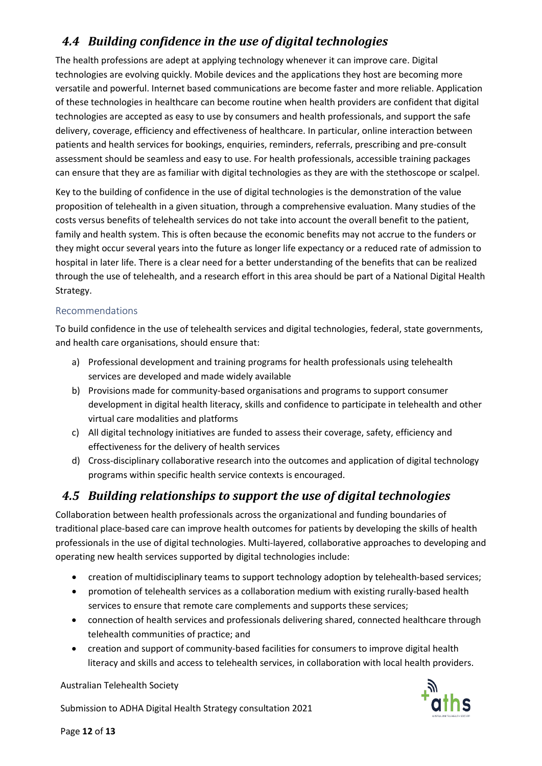## *4.4 Building confidence in the use of digital technologies*

The health professions are adept at applying technology whenever it can improve care. Digital technologies are evolving quickly. Mobile devices and the applications they host are becoming more versatile and powerful. Internet based communications are become faster and more reliable. Application of these technologies in healthcare can become routine when health providers are confident that digital technologies are accepted as easy to use by consumers and health professionals, and support the safe delivery, coverage, efficiency and effectiveness of healthcare. In particular, online interaction between patients and health services for bookings, enquiries, reminders, referrals, prescribing and pre-consult assessment should be seamless and easy to use. For health professionals, accessible training packages can ensure that they are as familiar with digital technologies as they are with the stethoscope or scalpel.

Key to the building of confidence in the use of digital technologies is the demonstration of the value proposition of telehealth in a given situation, through a comprehensive evaluation. Many studies of the costs versus benefits of telehealth services do not take into account the overall benefit to the patient, family and health system. This is often because the economic benefits may not accrue to the funders or they might occur several years into the future as longer life expectancy or a reduced rate of admission to hospital in later life. There is a clear need for a better understanding of the benefits that can be realized through the use of telehealth, and a research effort in this area should be part of a National Digital Health Strategy.

### Recommendations

To build confidence in the use of telehealth services and digital technologies, federal, state governments, and health care organisations, should ensure that:

a) Professional development and training programs for health professionals using telehealth services are developed and made widely available
b) Provisions made for community-based organisations and programs to support consumer development in digital health literacy, skills and confidence to participate in telehealth and other virtual care modalities and platforms
c) All digital technology initiatives are funded to assess their coverage, safety, efficiency and effectiveness for the delivery of health services
d) Cross-disciplinary collaborative research into the outcomes and application of digital technology programs within specific health service contexts is encouraged.

## *4.5 Building relationships to support the use of digital technologies*

Collaboration between health professionals across the organizational and funding boundaries of traditional place-based care can improve health outcomes for patients by developing the skills of health professionals in the use of digital technologies. Multi-layered, collaborative approaches to developing and operating new health services supported by digital technologies include:

- creation of multidisciplinary teams to support technology adoption by telehealth-based services;
- promotion of telehealth services as a collaboration medium with existing rurally-based health services to ensure that remote care complements and supports these services;
- connection of health services and professionals delivering shared, connected healthcare through telehealth communities of practice; and
- creation and support of community-based facilities for consumers to improve digital health literacy and skills and access to telehealth services, in collaboration with local health providers.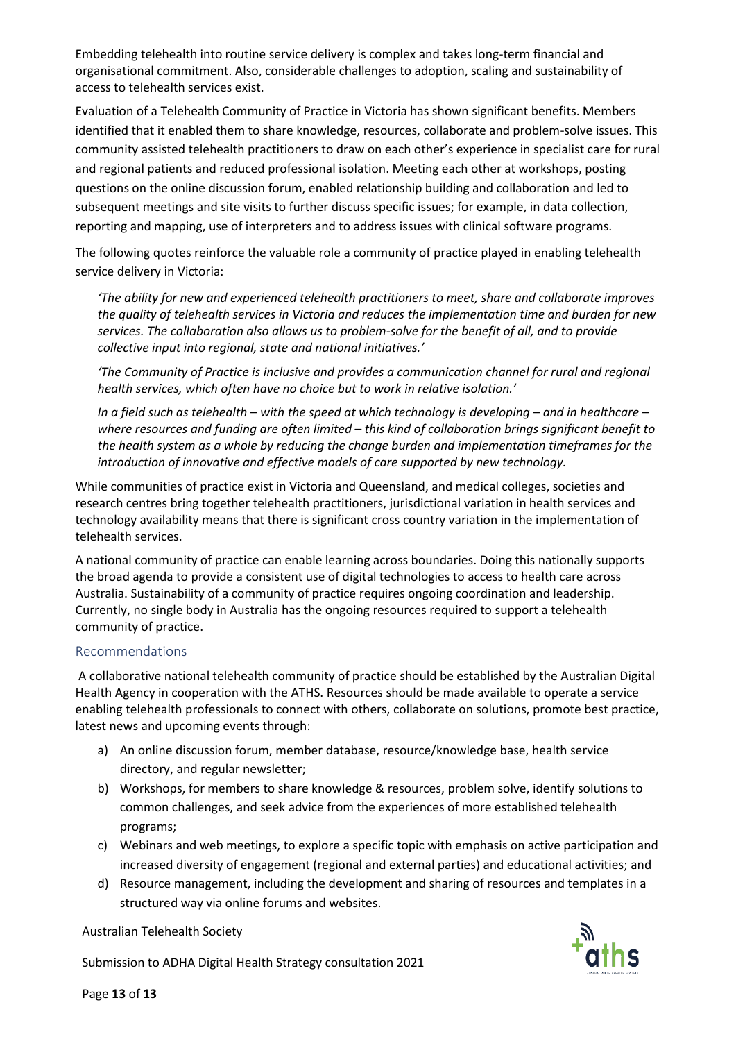Embedding telehealth into routine service delivery is complex and takes long-term financial and organisational commitment. Also, considerable challenges to adoption, scaling and sustainability of access to telehealth services exist.

Evaluation of a Telehealth Community of Practice in Victoria has shown significant benefits. Members identified that it enabled them to share knowledge, resources, collaborate and problem-solve issues. This community assisted telehealth practitioners to draw on each other's experience in specialist care for rural and regional patients and reduced professional isolation. Meeting each other at workshops, posting questions on the online discussion forum, enabled relationship building and collaboration and led to subsequent meetings and site visits to further discuss specific issues; for example, in data collection, reporting and mapping, use of interpreters and to address issues with clinical software programs.

The following quotes reinforce the valuable role a community of practice played in enabling telehealth service delivery in Victoria:

> *'The ability for new and experienced telehealth practitioners to meet, share and collaborate improves the quality of telehealth services in Victoria and reduces the implementation time and burden for new services. The collaboration also allows us to problem-solve for the benefit of all, and to provide collective input into regional, state and national initiatives.'*
>
> *'The Community of Practice is inclusive and provides a communication channel for rural and regional health services, which often have no choice but to work in relative isolation.'*
>
> *In a field such as telehealth – with the speed at which technology is developing – and in healthcare – where resources and funding are often limited – this kind of collaboration brings significant benefit to the health system as a whole by reducing the change burden and implementation timeframes for the introduction of innovative and effective models of care supported by new technology.*

While communities of practice exist in Victoria and Queensland, and medical colleges, societies and research centres bring together telehealth practitioners, jurisdictional variation in health services and technology availability means that there is significant cross country variation in the implementation of telehealth services.

A national community of practice can enable learning across boundaries. Doing this nationally supports the broad agenda to provide a consistent use of digital technologies to access to health care across Australia. Sustainability of a community of practice requires ongoing coordination and leadership. Currently, no single body in Australia has the ongoing resources required to support a telehealth community of practice.

### Recommendations

A collaborative national telehealth community of practice should be established by the Australian Digital Health Agency in cooperation with the ATHS. Resources should be made available to operate a service enabling telehealth professionals to connect with others, collaborate on solutions, promote best practice, latest news and upcoming events through:

a) An online discussion forum, member database, resource/knowledge base, health service directory, and regular newsletter;
b) Workshops, for members to share knowledge & resources, problem solve, identify solutions to common challenges, and seek advice from the experiences of more established telehealth programs;
c) Webinars and web meetings, to explore a specific topic with emphasis on active participation and increased diversity of engagement (regional and external parties) and educational activities; and
d) Resource management, including the development and sharing of resources and templates in a structured way via online forums and websites.